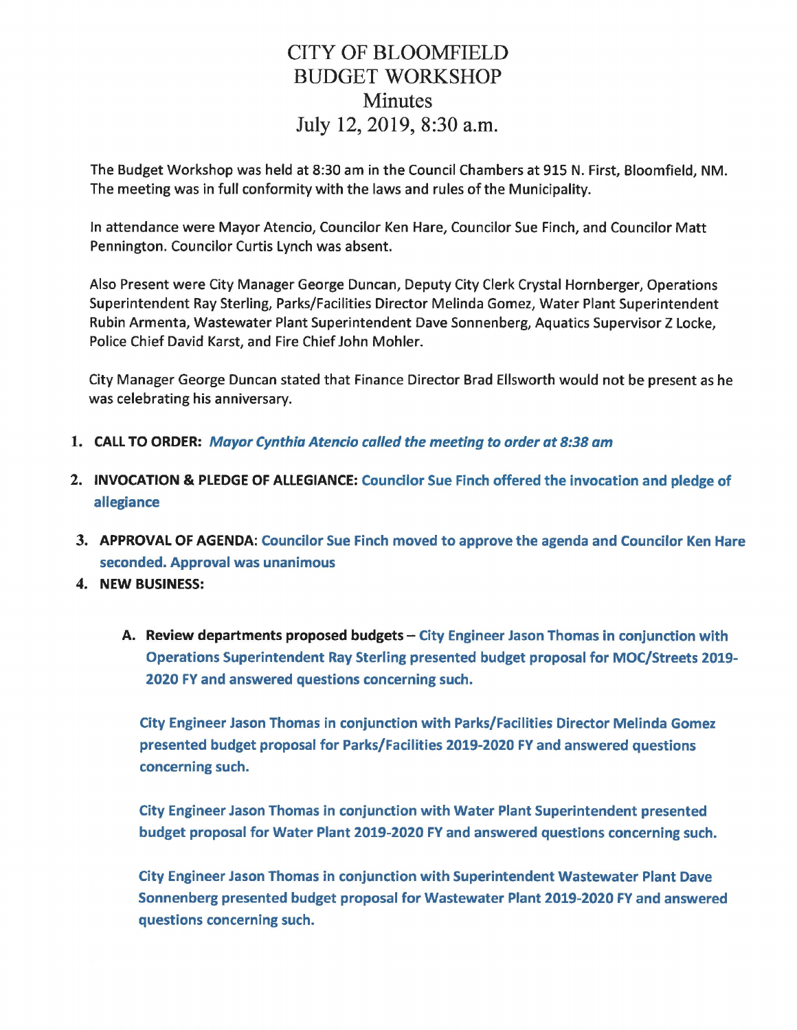# CITY OF BLOOMFIELD
## BUDGET WORKSHOP
### Minutes
### July 12, 2019, 8:30 a.m.

The Budget Workshop was held at 8:30 am in the Council Chambers at 915 N. First, Bloomfield, NM. The meeting was in full conformity with the laws and rules of the Municipality.

In attendance were Mayor Atencio, Councilor Ken Hare, Councilor Sue Finch, and Councilor Matt Pennington. Councilor Curtis Lynch was absent.

Also Present were City Manager George Duncan, Deputy City Clerk Crystal Hornberger, Operations Superintendent Ray Sterling, Parks/Facilities Director Melinda Gomez, Water Plant Superintendent Rubin Armenta, Wastewater Plant Superintendent Dave Sonnenberg, Aquatics Supervisor Z Locke, Police Chief David Karst, and Fire Chief John Mohler.

City Manager George Duncan stated that Finance Director Brad Ellsworth would not be present as he was celebrating his anniversary.

1. **CALL TO ORDER:** ***Mayor Cynthia Atencio called the meeting to order at 8:38 am***
2. **INVOCATION & PLEDGE OF ALLEGIANCE: Councilor Sue Finch offered the invocation and pledge of allegiance**
3. **APPROVAL OF AGENDA: Councilor Sue Finch moved to approve the agenda and Councilor Ken Hare seconded. Approval was unanimous**
4. **NEW BUSINESS:**

   A. **Review departments proposed budgets – City Engineer Jason Thomas in conjunction with Operations Superintendent Ray Sterling presented budget proposal for MOC/Streets 2019-2020 FY and answered questions concerning such.**

   **City Engineer Jason Thomas in conjunction with Parks/Facilities Director Melinda Gomez presented budget proposal for Parks/Facilities 2019-2020 FY and answered questions concerning such.**

   **City Engineer Jason Thomas in conjunction with Water Plant Superintendent presented budget proposal for Water Plant 2019-2020 FY and answered questions concerning such.**

   **City Engineer Jason Thomas in conjunction with Superintendent Wastewater Plant Dave Sonnenberg presented budget proposal for Wastewater Plant 2019-2020 FY and answered questions concerning such.**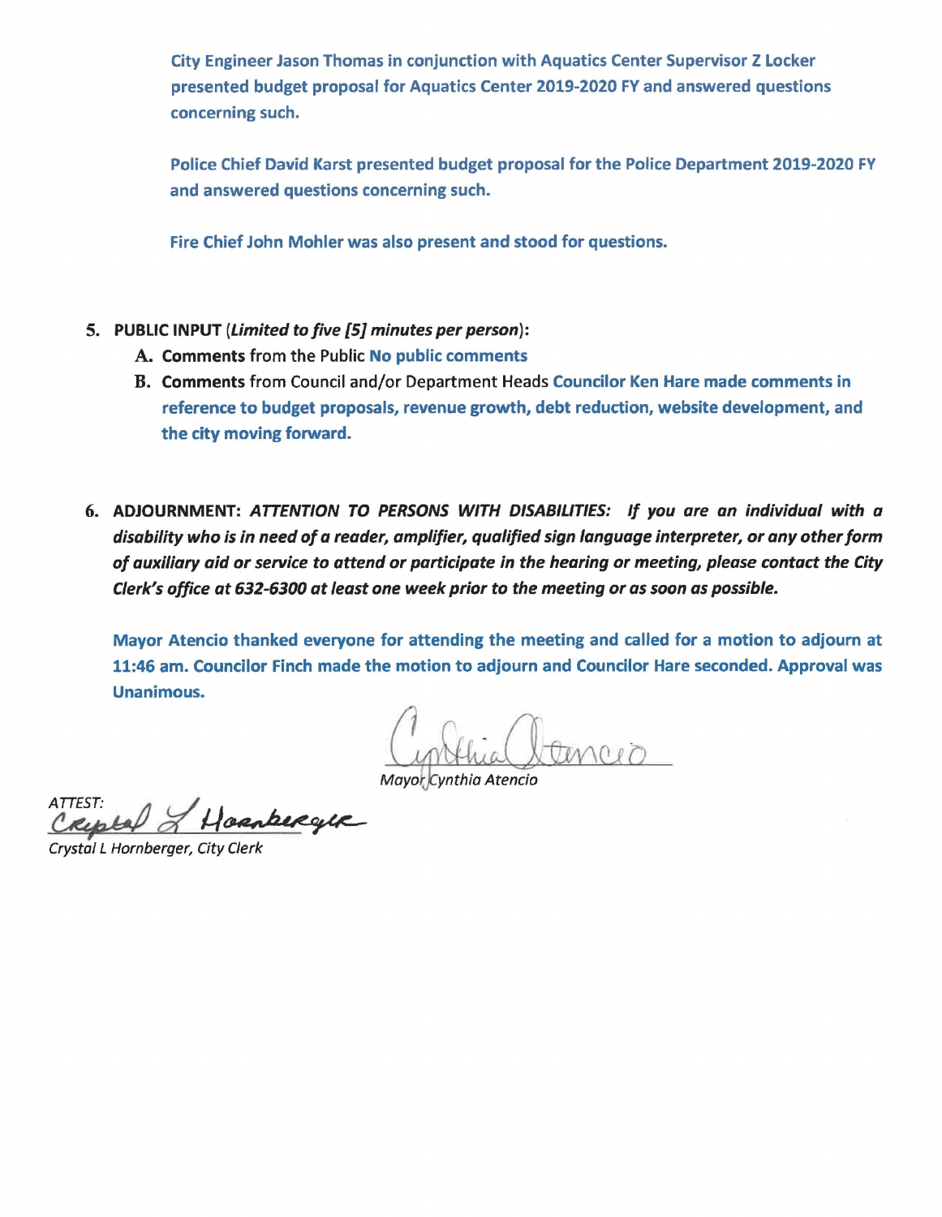**City Engineer Jason Thomas in conjunction with Aquatics Center Supervisor Z Locker presented budget proposal for Aquatics Center 2019-2020 FY and answered questions concerning such.**

**Police Chief David Karst presented budget proposal for the Police Department 2019-2020 FY and answered questions concerning such.**

**Fire Chief John Mohler was also present and stood for questions.**

5. **PUBLIC INPUT** (*Limited to five [5] minutes per person*):
   A. **Comments** from the Public **No public comments**
   B. **Comments** from Council and/or Department Heads **Councilor Ken Hare made comments in reference to budget proposals, revenue growth, debt reduction, website development, and the city moving forward.**

6. **ADJOURNMENT:** ***ATTENTION TO PERSONS WITH DISABILITIES: If you are an individual with a disability who is in need of a reader, amplifier, qualified sign language interpreter, or any other form of auxiliary aid or service to attend or participate in the hearing or meeting, please contact the City Clerk's office at 632-6300 at least one week prior to the meeting or as soon as possible.***

**Mayor Atencio thanked everyone for attending the meeting and called for a motion to adjourn at 11:46 am. Councilor Finch made the motion to adjourn and Councilor Hare seconded. Approval was Unanimous.**

*Mayor Cynthia Atencio*

*ATTEST:*

*Crystal L Hornberger, City Clerk*